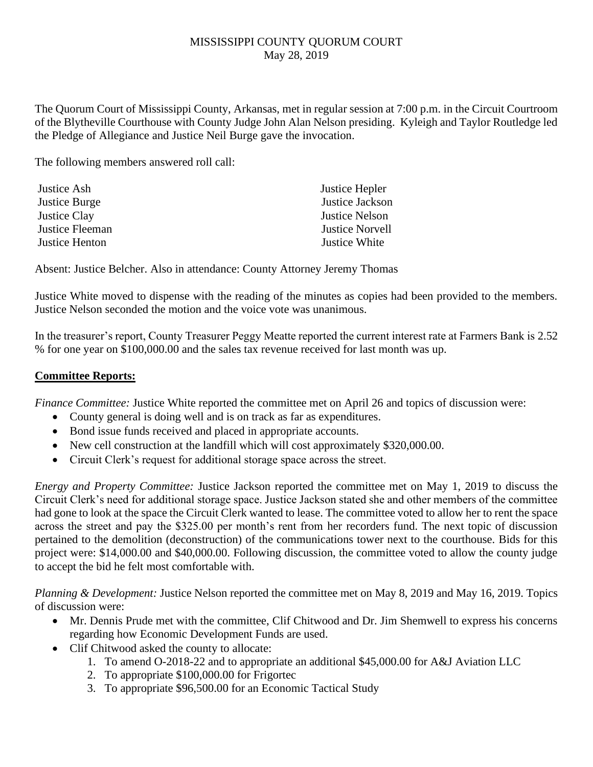# MISSISSIPPI COUNTY QUORUM COURT
May 28, 2019

The Quorum Court of Mississippi County, Arkansas, met in regular session at 7:00 p.m. in the Circuit Courtroom of the Blytheville Courthouse with County Judge John Alan Nelson presiding. Kyleigh and Taylor Routledge led the Pledge of Allegiance and Justice Neil Burge gave the invocation.

The following members answered roll call:

Justice Ash
Justice Burge
Justice Clay
Justice Fleeman
Justice Henton
Justice Hepler
Justice Jackson
Justice Nelson
Justice Norvell
Justice White

Absent: Justice Belcher. Also in attendance: County Attorney Jeremy Thomas

Justice White moved to dispense with the reading of the minutes as copies had been provided to the members. Justice Nelson seconded the motion and the voice vote was unanimous.

In the treasurer's report, County Treasurer Peggy Meatte reported the current interest rate at Farmers Bank is 2.52 % for one year on $100,000.00 and the sales tax revenue received for last month was up.

## Committee Reports:

*Finance Committee:* Justice White reported the committee met on April 26 and topics of discussion were:

- County general is doing well and is on track as far as expenditures.
- Bond issue funds received and placed in appropriate accounts.
- New cell construction at the landfill which will cost approximately $320,000.00.
- Circuit Clerk's request for additional storage space across the street.

*Energy and Property Committee:* Justice Jackson reported the committee met on May 1, 2019 to discuss the Circuit Clerk's need for additional storage space. Justice Jackson stated she and other members of the committee had gone to look at the space the Circuit Clerk wanted to lease. The committee voted to allow her to rent the space across the street and pay the $325.00 per month's rent from her recorders fund. The next topic of discussion pertained to the demolition (deconstruction) of the communications tower next to the courthouse. Bids for this project were: $14,000.00 and $40,000.00. Following discussion, the committee voted to allow the county judge to accept the bid he felt most comfortable with.

*Planning & Development:* Justice Nelson reported the committee met on May 8, 2019 and May 16, 2019. Topics of discussion were:

- Mr. Dennis Prude met with the committee, Clif Chitwood and Dr. Jim Shemwell to express his concerns regarding how Economic Development Funds are used.
- Clif Chitwood asked the county to allocate:
  1. To amend O-2018-22 and to appropriate an additional $45,000.00 for A&J Aviation LLC
  2. To appropriate $100,000.00 for Frigortec
  3. To appropriate $96,500.00 for an Economic Tactical Study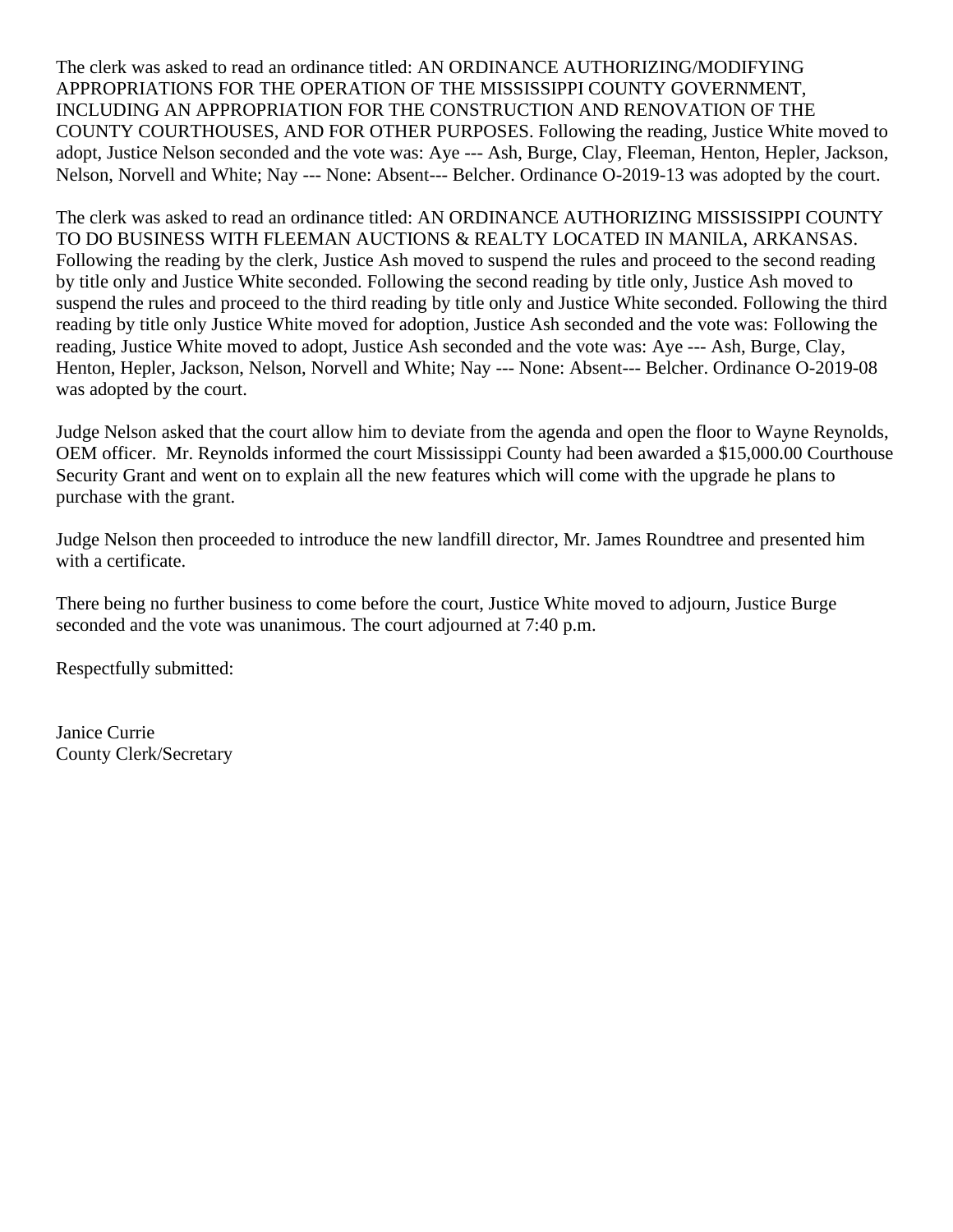The clerk was asked to read an ordinance titled: AN ORDINANCE AUTHORIZING/MODIFYING APPROPRIATIONS FOR THE OPERATION OF THE MISSISSIPPI COUNTY GOVERNMENT, INCLUDING AN APPROPRIATION FOR THE CONSTRUCTION AND RENOVATION OF THE COUNTY COURTHOUSES, AND FOR OTHER PURPOSES. Following the reading, Justice White moved to adopt, Justice Nelson seconded and the vote was: Aye --- Ash, Burge, Clay, Fleeman, Henton, Hepler, Jackson, Nelson, Norvell and White; Nay --- None: Absent--- Belcher. Ordinance O-2019-13 was adopted by the court.

The clerk was asked to read an ordinance titled: AN ORDINANCE AUTHORIZING MISSISSIPPI COUNTY TO DO BUSINESS WITH FLEEMAN AUCTIONS & REALTY LOCATED IN MANILA, ARKANSAS. Following the reading by the clerk, Justice Ash moved to suspend the rules and proceed to the second reading by title only and Justice White seconded. Following the second reading by title only, Justice Ash moved to suspend the rules and proceed to the third reading by title only and Justice White seconded. Following the third reading by title only Justice White moved for adoption, Justice Ash seconded and the vote was: Following the reading, Justice White moved to adopt, Justice Ash seconded and the vote was: Aye --- Ash, Burge, Clay, Henton, Hepler, Jackson, Nelson, Norvell and White; Nay --- None: Absent--- Belcher. Ordinance O-2019-08 was adopted by the court.

Judge Nelson asked that the court allow him to deviate from the agenda and open the floor to Wayne Reynolds, OEM officer. Mr. Reynolds informed the court Mississippi County had been awarded a $15,000.00 Courthouse Security Grant and went on to explain all the new features which will come with the upgrade he plans to purchase with the grant.

Judge Nelson then proceeded to introduce the new landfill director, Mr. James Roundtree and presented him with a certificate.

There being no further business to come before the court, Justice White moved to adjourn, Justice Burge seconded and the vote was unanimous. The court adjourned at 7:40 p.m.

Respectfully submitted:

Janice Currie
County Clerk/Secretary